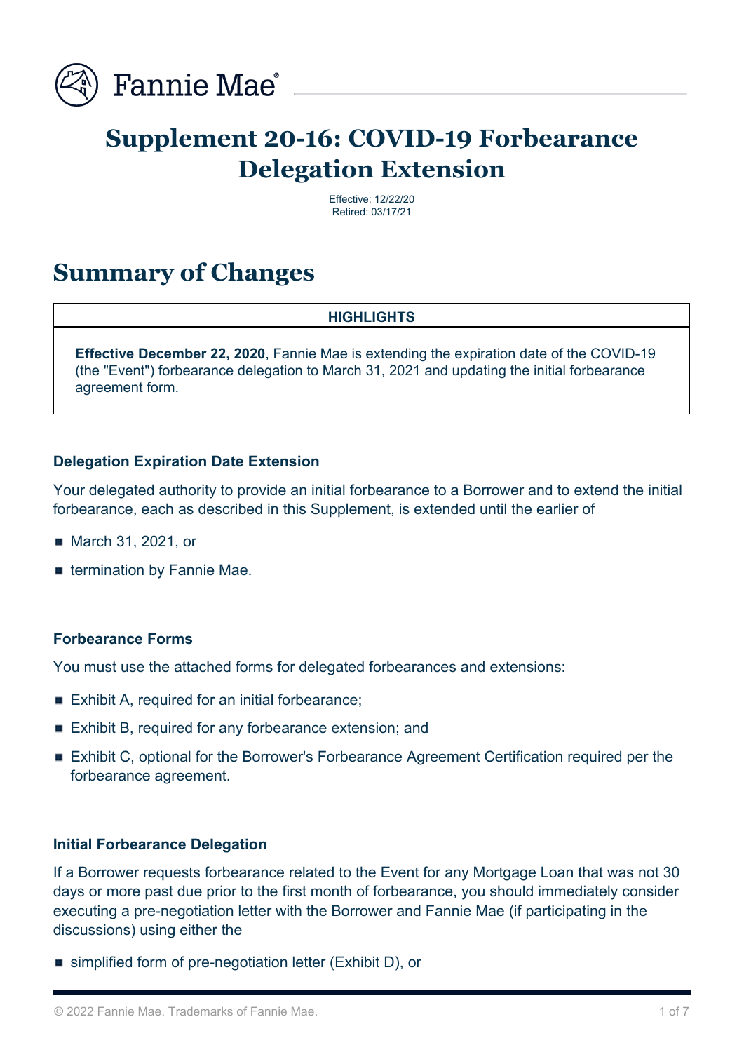# Supplement 20-16: COVID-19 Forbearance Delegation Extension

Effective: 12/22/20
Retired: 03/17/21

## Summary of Changes

| HIGHLIGHTS |
| --- |
| **Effective December 22, 2020**, Fannie Mae is extending the expiration date of the COVID-19 (the "Event") forbearance delegation to March 31, 2021 and updating the initial forbearance agreement form. |

### Delegation Expiration Date Extension

Your delegated authority to provide an initial forbearance to a Borrower and to extend the initial forbearance, each as described in this Supplement, is extended until the earlier of

- March 31, 2021, or
- termination by Fannie Mae.

### Forbearance Forms

You must use the attached forms for delegated forbearances and extensions:

- Exhibit A, required for an initial forbearance;
- Exhibit B, required for any forbearance extension; and
- Exhibit C, optional for the Borrower's Forbearance Agreement Certification required per the forbearance agreement.

### Initial Forbearance Delegation

If a Borrower requests forbearance related to the Event for any Mortgage Loan that was not 30 days or more past due prior to the first month of forbearance, you should immediately consider executing a pre-negotiation letter with the Borrower and Fannie Mae (if participating in the discussions) using either the

- simplified form of pre-negotiation letter (Exhibit D), or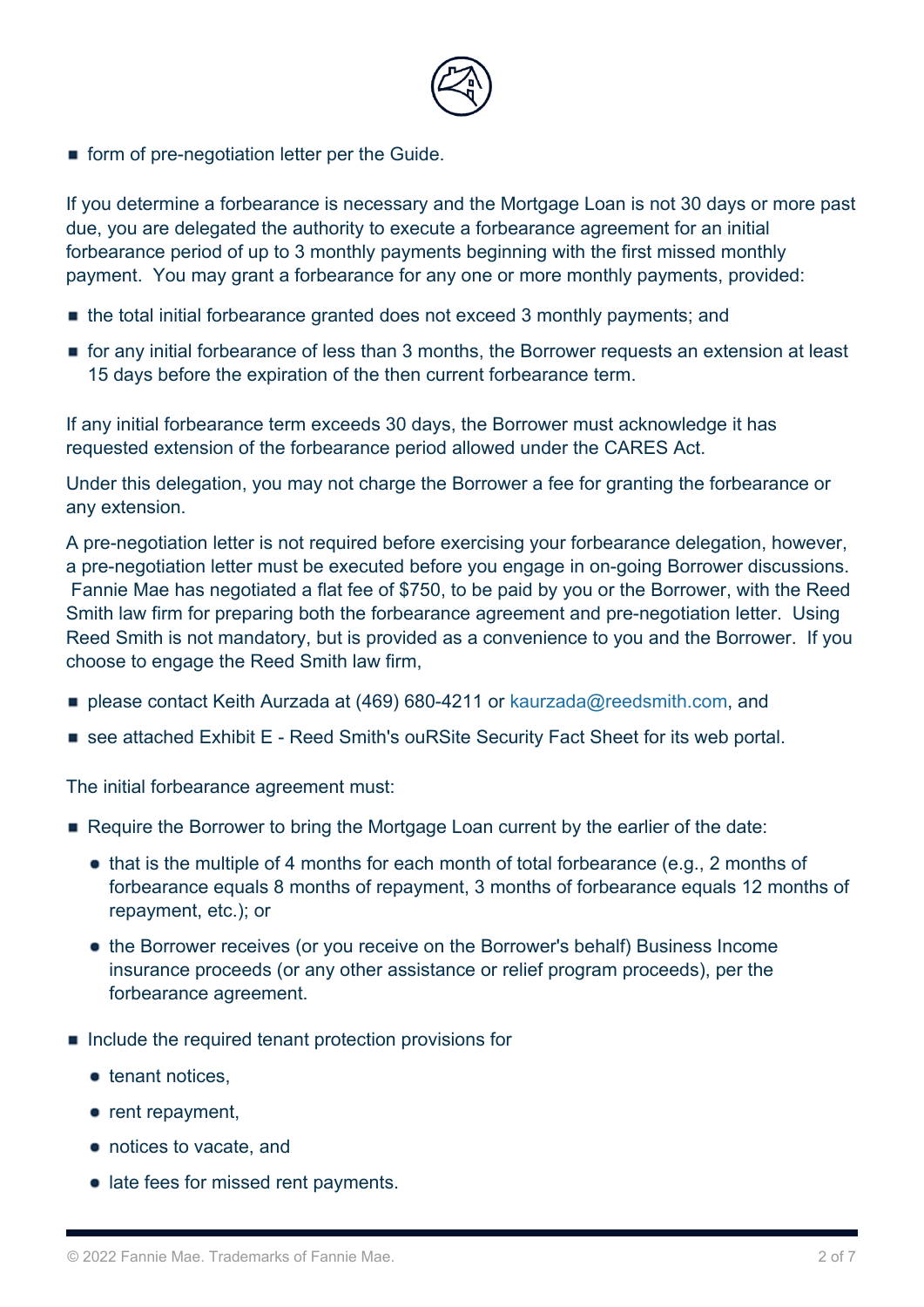- form of pre-negotiation letter per the Guide.

If you determine a forbearance is necessary and the Mortgage Loan is not 30 days or more past due, you are delegated the authority to execute a forbearance agreement for an initial forbearance period of up to 3 monthly payments beginning with the first missed monthly payment. You may grant a forbearance for any one or more monthly payments, provided:

- the total initial forbearance granted does not exceed 3 monthly payments; and
- for any initial forbearance of less than 3 months, the Borrower requests an extension at least 15 days before the expiration of the then current forbearance term.

If any initial forbearance term exceeds 30 days, the Borrower must acknowledge it has requested extension of the forbearance period allowed under the CARES Act.

Under this delegation, you may not charge the Borrower a fee for granting the forbearance or any extension.

A pre-negotiation letter is not required before exercising your forbearance delegation, however, a pre-negotiation letter must be executed before you engage in on-going Borrower discussions. Fannie Mae has negotiated a flat fee of $750, to be paid by you or the Borrower, with the Reed Smith law firm for preparing both the forbearance agreement and pre-negotiation letter. Using Reed Smith is not mandatory, but is provided as a convenience to you and the Borrower. If you choose to engage the Reed Smith law firm,

- please contact Keith Aurzada at (469) 680-4211 or kaurzada@reedsmith.com, and
- see attached Exhibit E - Reed Smith's ouRSite Security Fact Sheet for its web portal.

The initial forbearance agreement must:

- Require the Borrower to bring the Mortgage Loan current by the earlier of the date:
  - that is the multiple of 4 months for each month of total forbearance (e.g., 2 months of forbearance equals 8 months of repayment, 3 months of forbearance equals 12 months of repayment, etc.); or
  - the Borrower receives (or you receive on the Borrower's behalf) Business Income insurance proceeds (or any other assistance or relief program proceeds), per the forbearance agreement.
- Include the required tenant protection provisions for
  - tenant notices,
  - rent repayment,
  - notices to vacate, and
  - late fees for missed rent payments.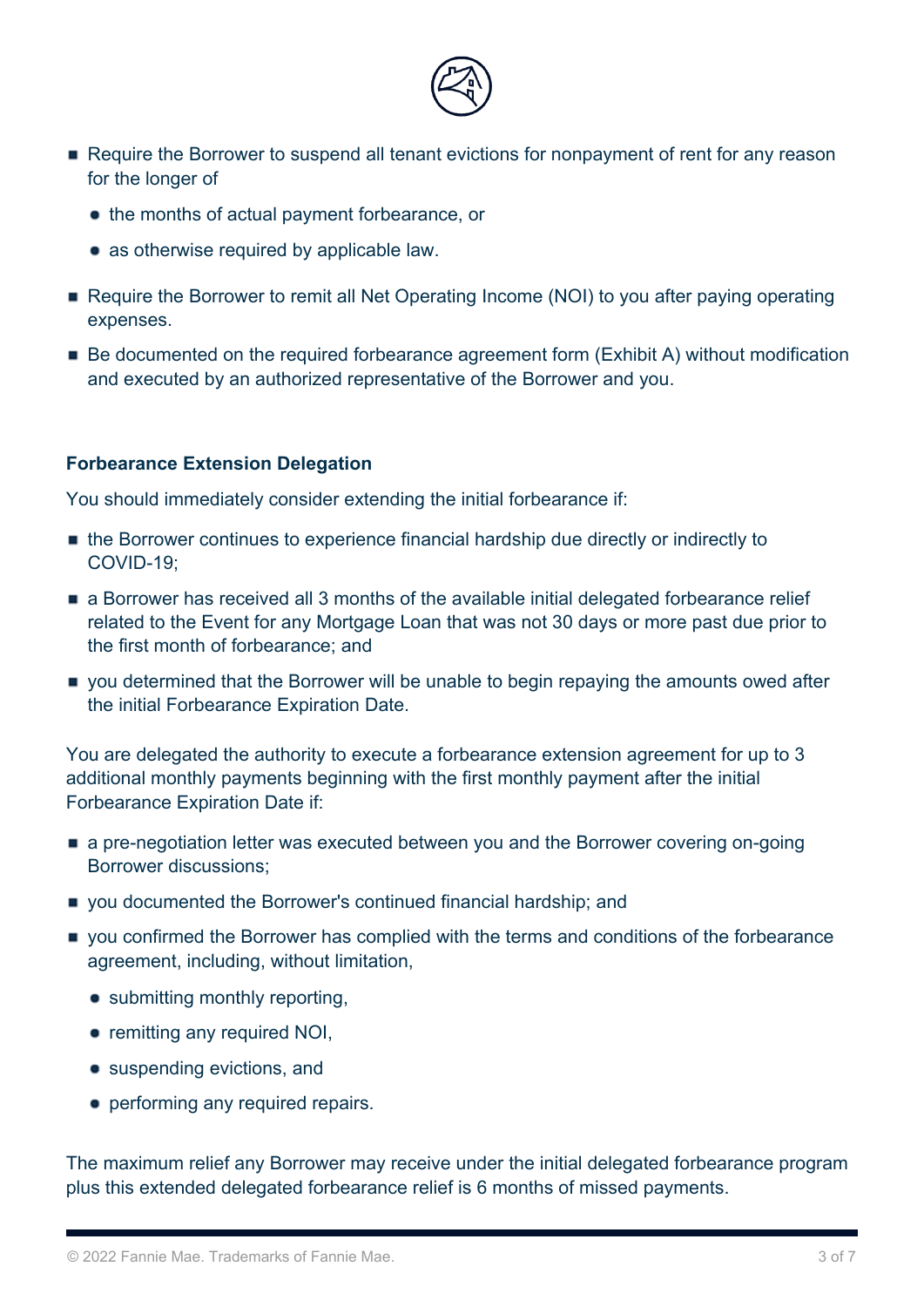- Require the Borrower to suspend all tenant evictions for nonpayment of rent for any reason for the longer of
  - the months of actual payment forbearance, or
  - as otherwise required by applicable law.
- Require the Borrower to remit all Net Operating Income (NOI) to you after paying operating expenses.
- Be documented on the required forbearance agreement form (Exhibit A) without modification and executed by an authorized representative of the Borrower and you.

**Forbearance Extension Delegation**

You should immediately consider extending the initial forbearance if:

- the Borrower continues to experience financial hardship due directly or indirectly to COVID-19;
- a Borrower has received all 3 months of the available initial delegated forbearance relief related to the Event for any Mortgage Loan that was not 30 days or more past due prior to the first month of forbearance; and
- you determined that the Borrower will be unable to begin repaying the amounts owed after the initial Forbearance Expiration Date.

You are delegated the authority to execute a forbearance extension agreement for up to 3 additional monthly payments beginning with the first monthly payment after the initial Forbearance Expiration Date if:

- a pre-negotiation letter was executed between you and the Borrower covering on-going Borrower discussions;
- you documented the Borrower's continued financial hardship; and
- you confirmed the Borrower has complied with the terms and conditions of the forbearance agreement, including, without limitation,
  - submitting monthly reporting,
  - remitting any required NOI,
  - suspending evictions, and
  - performing any required repairs.

The maximum relief any Borrower may receive under the initial delegated forbearance program plus this extended delegated forbearance relief is 6 months of missed payments.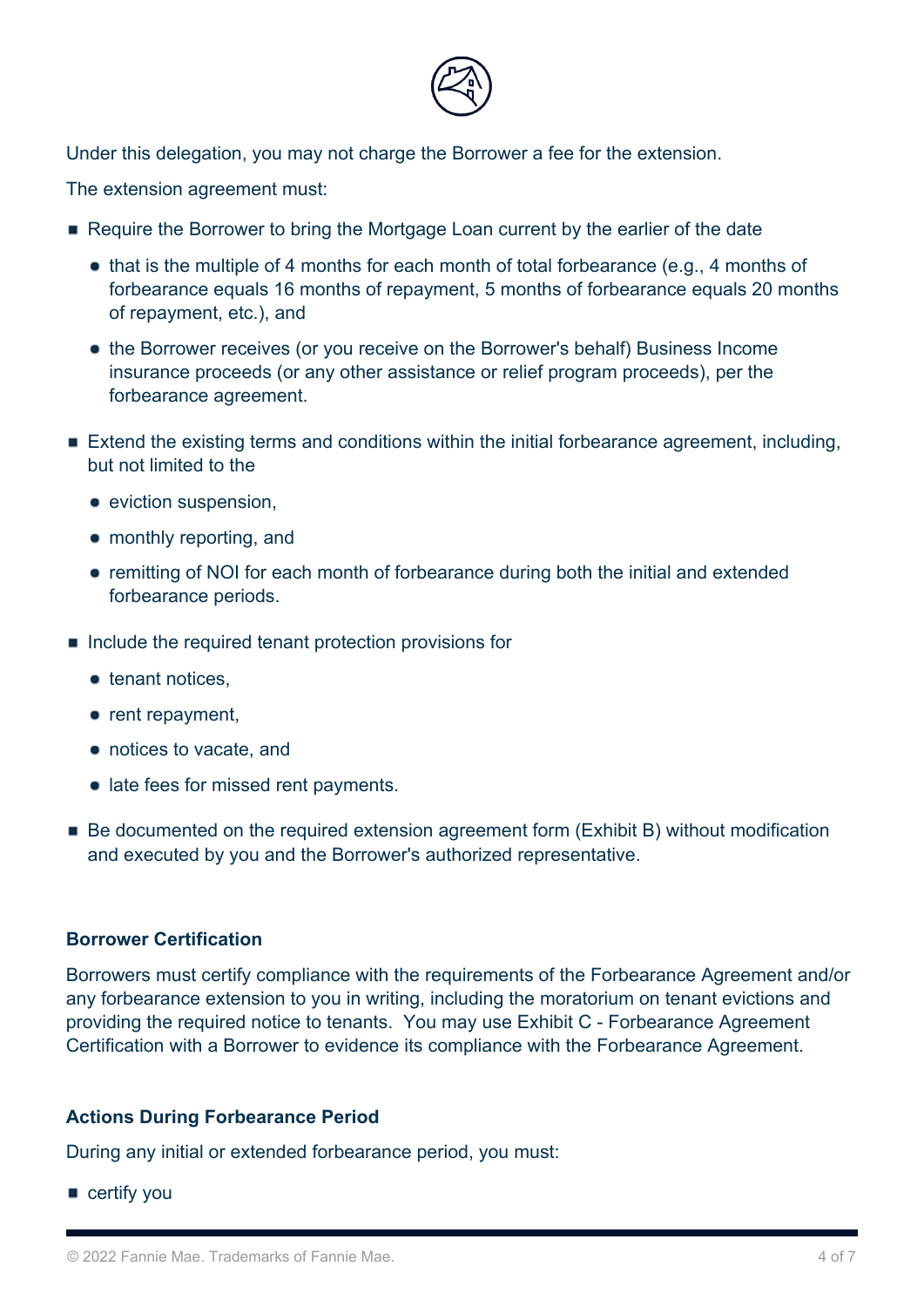Under this delegation, you may not charge the Borrower a fee for the extension.

The extension agreement must:

- Require the Borrower to bring the Mortgage Loan current by the earlier of the date
  - that is the multiple of 4 months for each month of total forbearance (e.g., 4 months of forbearance equals 16 months of repayment, 5 months of forbearance equals 20 months of repayment, etc.), and
  - the Borrower receives (or you receive on the Borrower's behalf) Business Income insurance proceeds (or any other assistance or relief program proceeds), per the forbearance agreement.
- Extend the existing terms and conditions within the initial forbearance agreement, including, but not limited to the
  - eviction suspension,
  - monthly reporting, and
  - remitting of NOI for each month of forbearance during both the initial and extended forbearance periods.
- Include the required tenant protection provisions for
  - tenant notices,
  - rent repayment,
  - notices to vacate, and
  - late fees for missed rent payments.
- Be documented on the required extension agreement form (Exhibit B) without modification and executed by you and the Borrower's authorized representative.

### Borrower Certification

Borrowers must certify compliance with the requirements of the Forbearance Agreement and/or any forbearance extension to you in writing, including the moratorium on tenant evictions and providing the required notice to tenants. You may use Exhibit C - Forbearance Agreement Certification with a Borrower to evidence its compliance with the Forbearance Agreement.

### Actions During Forbearance Period

During any initial or extended forbearance period, you must:

- certify you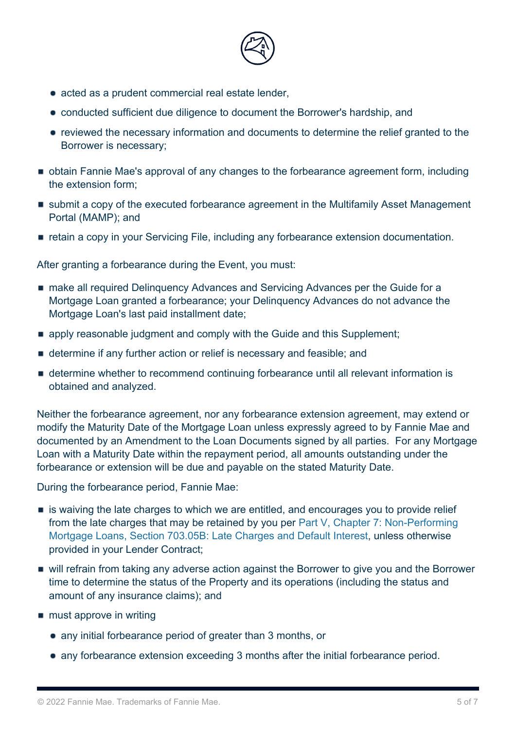- acted as a prudent commercial real estate lender,
  - conducted sufficient due diligence to document the Borrower's hardship, and
  - reviewed the necessary information and documents to determine the relief granted to the Borrower is necessary;
- obtain Fannie Mae's approval of any changes to the forbearance agreement form, including the extension form;
- submit a copy of the executed forbearance agreement in the Multifamily Asset Management Portal (MAMP); and
- retain a copy in your Servicing File, including any forbearance extension documentation.

After granting a forbearance during the Event, you must:

- make all required Delinquency Advances and Servicing Advances per the Guide for a Mortgage Loan granted a forbearance; your Delinquency Advances do not advance the Mortgage Loan's last paid installment date;
- apply reasonable judgment and comply with the Guide and this Supplement;
- determine if any further action or relief is necessary and feasible; and
- determine whether to recommend continuing forbearance until all relevant information is obtained and analyzed.

Neither the forbearance agreement, nor any forbearance extension agreement, may extend or modify the Maturity Date of the Mortgage Loan unless expressly agreed to by Fannie Mae and documented by an Amendment to the Loan Documents signed by all parties. For any Mortgage Loan with a Maturity Date within the repayment period, all amounts outstanding under the forbearance or extension will be due and payable on the stated Maturity Date.

During the forbearance period, Fannie Mae:

- is waiving the late charges to which we are entitled, and encourages you to provide relief from the late charges that may be retained by you per Part V, Chapter 7: Non-Performing Mortgage Loans, Section 703.05B: Late Charges and Default Interest, unless otherwise provided in your Lender Contract;
- will refrain from taking any adverse action against the Borrower to give you and the Borrower time to determine the status of the Property and its operations (including the status and amount of any insurance claims); and
- must approve in writing
  - any initial forbearance period of greater than 3 months, or
  - any forbearance extension exceeding 3 months after the initial forbearance period.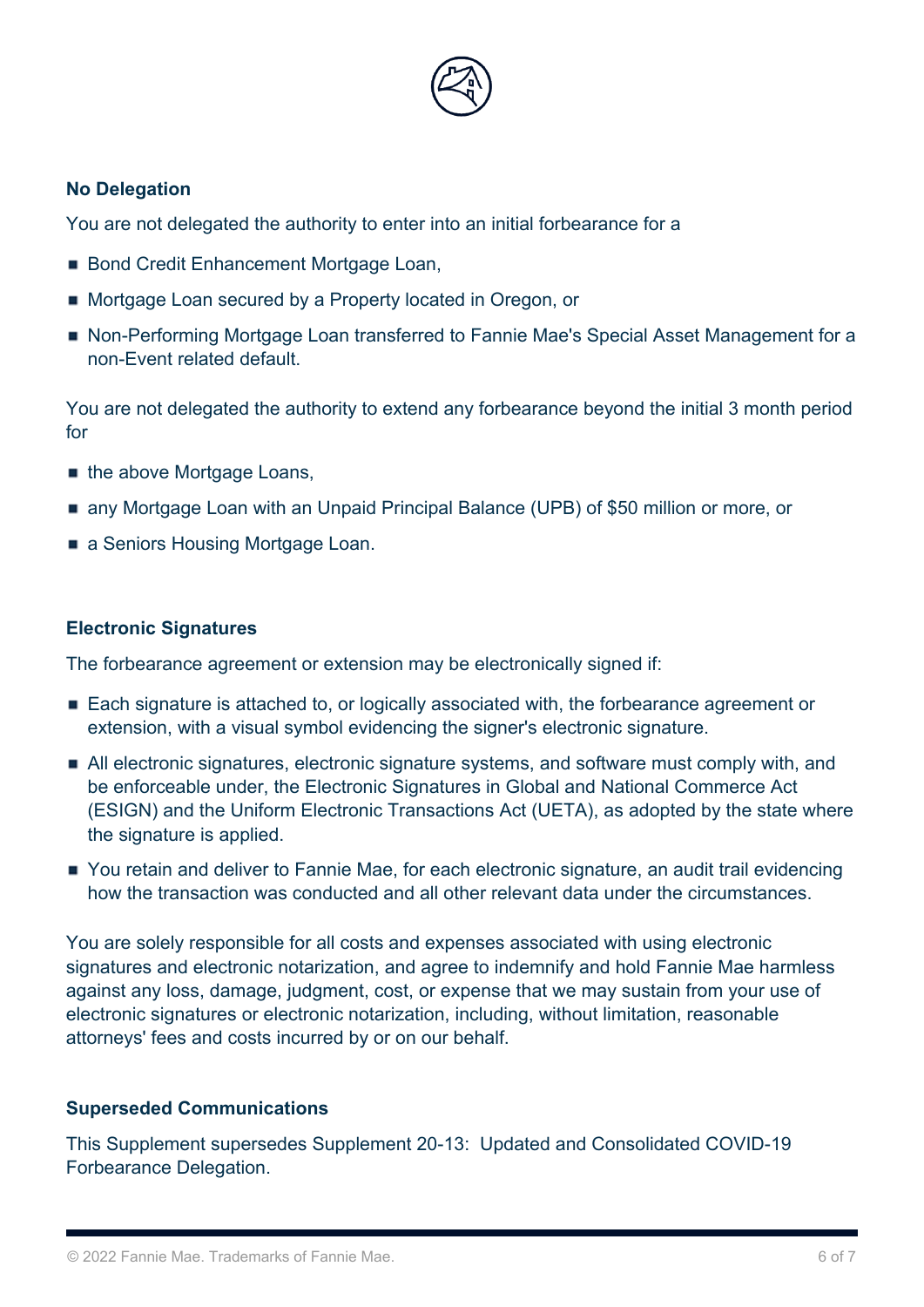### No Delegation

You are not delegated the authority to enter into an initial forbearance for a

- Bond Credit Enhancement Mortgage Loan,
- Mortgage Loan secured by a Property located in Oregon, or
- Non-Performing Mortgage Loan transferred to Fannie Mae's Special Asset Management for a non-Event related default.

You are not delegated the authority to extend any forbearance beyond the initial 3 month period for

- the above Mortgage Loans,
- any Mortgage Loan with an Unpaid Principal Balance (UPB) of $50 million or more, or
- a Seniors Housing Mortgage Loan.

### Electronic Signatures

The forbearance agreement or extension may be electronically signed if:

- Each signature is attached to, or logically associated with, the forbearance agreement or extension, with a visual symbol evidencing the signer's electronic signature.
- All electronic signatures, electronic signature systems, and software must comply with, and be enforceable under, the Electronic Signatures in Global and National Commerce Act (ESIGN) and the Uniform Electronic Transactions Act (UETA), as adopted by the state where the signature is applied.
- You retain and deliver to Fannie Mae, for each electronic signature, an audit trail evidencing how the transaction was conducted and all other relevant data under the circumstances.

You are solely responsible for all costs and expenses associated with using electronic signatures and electronic notarization, and agree to indemnify and hold Fannie Mae harmless against any loss, damage, judgment, cost, or expense that we may sustain from your use of electronic signatures or electronic notarization, including, without limitation, reasonable attorneys' fees and costs incurred by or on our behalf.

### Superseded Communications

This Supplement supersedes Supplement 20-13: Updated and Consolidated COVID-19 Forbearance Delegation.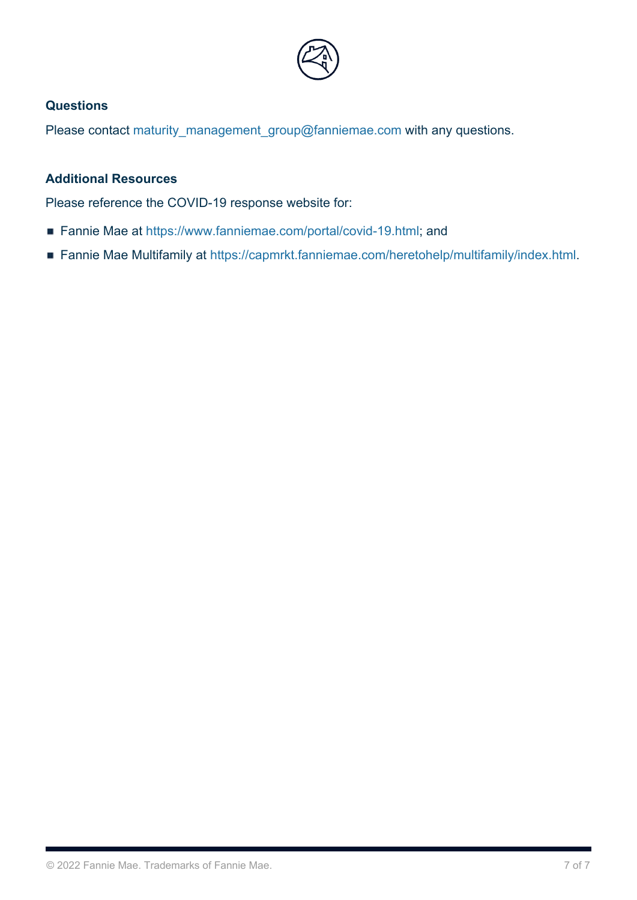## Questions

Please contact maturity_management_group@fanniemae.com with any questions.

## Additional Resources

Please reference the COVID-19 response website for:

- Fannie Mae at https://www.fanniemae.com/portal/covid-19.html; and
- Fannie Mae Multifamily at https://capmrkt.fanniemae.com/heretohelp/multifamily/index.html.

© 2022 Fannie Mae. Trademarks of Fannie Mae.